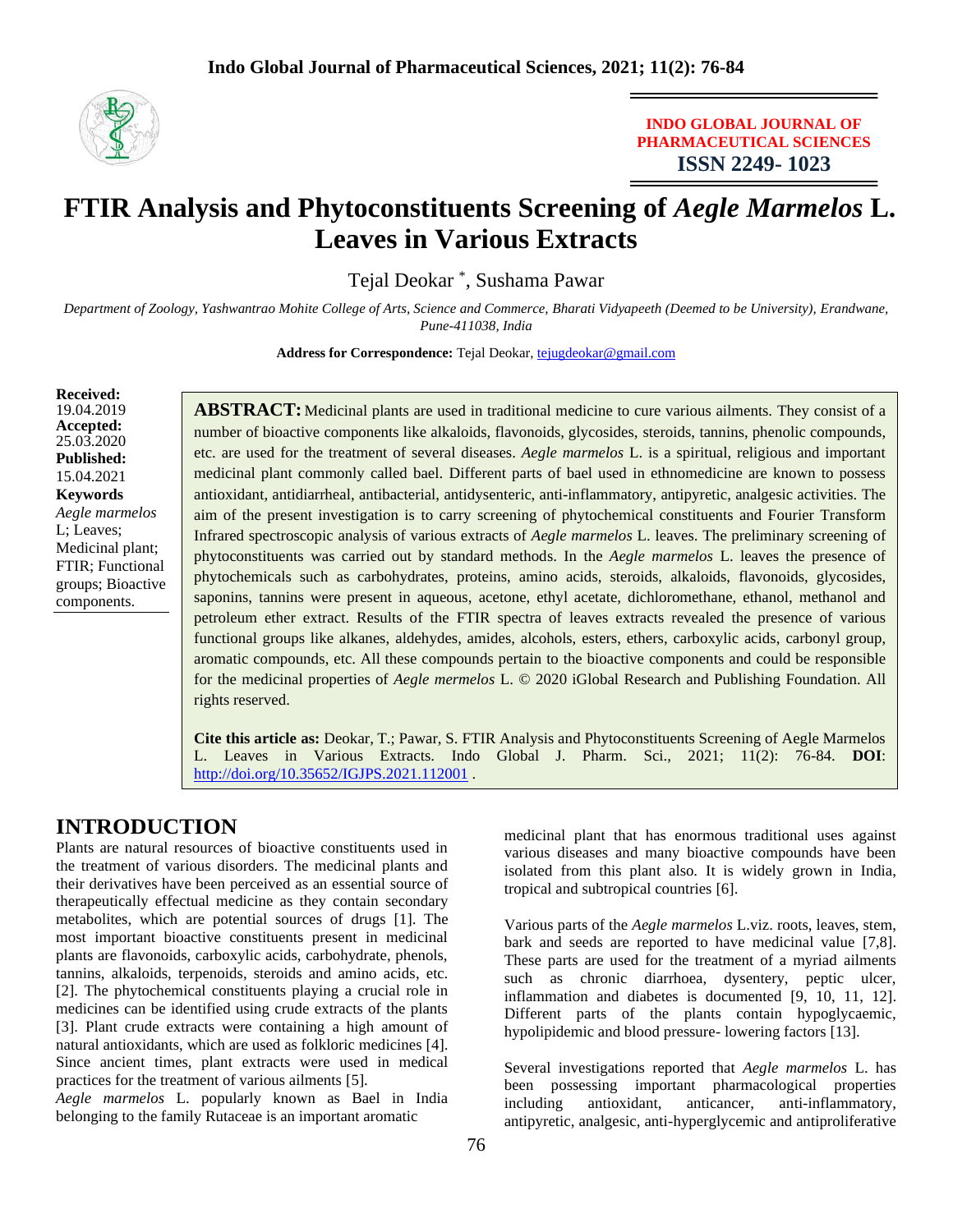**INDO GLOBAL JOURNAL OF PHARMACEUTICAL SCIENCES**
**ISSN 2249- 1023**

# FTIR Analysis and Phytoconstituents Screening of *Aegle Marmelos* L. Leaves in Various Extracts

Tejal Deokar [*], Sushama Pawar

*Department of Zoology, Yashwantrao Mohite College of Arts, Science and Commerce, Bharati Vidyapeeth (Deemed to be University), Erandwane, Pune-411038, India*

**Address for Correspondence:** Tejal Deokar, tejugdeokar@gmail.com

**Received:** 19.04.2019
**Accepted:** 25.03.2020
**Published:** 15.04.2021

**Keywords**
*Aegle marmelos* L; Leaves; Medicinal plant; FTIR; Functional groups; Bioactive components.

**ABSTRACT:** Medicinal plants are used in traditional medicine to cure various ailments. They consist of a number of bioactive components like alkaloids, flavonoids, glycosides, steroids, tannins, phenolic compounds, etc. are used for the treatment of several diseases. *Aegle marmelos* L. is a spiritual, religious and important medicinal plant commonly called bael. Different parts of bael used in ethnomedicine are known to possess antioxidant, antidiarrheal, antibacterial, antidysenteric, anti-inflammatory, antipyretic, analgesic activities. The aim of the present investigation is to carry screening of phytochemical constituents and Fourier Transform Infrared spectroscopic analysis of various extracts of *Aegle marmelos* L. leaves. The preliminary screening of phytoconstituents was carried out by standard methods. In the *Aegle marmelos* L. leaves the presence of phytochemicals such as carbohydrates, proteins, amino acids, steroids, alkaloids, flavonoids, glycosides, saponins, tannins were present in aqueous, acetone, ethyl acetate, dichloromethane, ethanol, methanol and petroleum ether extract. Results of the FTIR spectra of leaves extracts revealed the presence of various functional groups like alkanes, aldehydes, amides, alcohols, esters, ethers, carboxylic acids, carbonyl group, aromatic compounds, etc. All these compounds pertain to the bioactive components and could be responsible for the medicinal properties of *Aegle mermelos* L. © 2020 iGlobal Research and Publishing Foundation. All rights reserved.

**Cite this article as:** Deokar, T.; Pawar, S. FTIR Analysis and Phytoconstituents Screening of Aegle Marmelos L. Leaves in Various Extracts. Indo Global J. Pharm. Sci., 2021; 11(2): 76-84. **DOI**: http://doi.org/10.35652/IGJPS.2021.112001 .

## INTRODUCTION

Plants are natural resources of bioactive constituents used in the treatment of various disorders. The medicinal plants and their derivatives have been perceived as an essential source of therapeutically effectual medicine as they contain secondary metabolites, which are potential sources of drugs [1]. The most important bioactive constituents present in medicinal plants are flavonoids, carboxylic acids, carbohydrate, phenols, tannins, alkaloids, terpenoids, steroids and amino acids, etc. [2]. The phytochemical constituents playing a crucial role in medicines can be identified using crude extracts of the plants [3]. Plant crude extracts were containing a high amount of natural antioxidants, which are used as folkloric medicines [4]. Since ancient times, plant extracts were used in medical practices for the treatment of various ailments [5].
*Aegle marmelos* L. popularly known as Bael in India belonging to the family Rutaceae is an important aromatic medicinal plant that has enormous traditional uses against various diseases and many bioactive compounds have been isolated from this plant also. It is widely grown in India, tropical and subtropical countries [6].

Various parts of the *Aegle marmelos* L.viz. roots, leaves, stem, bark and seeds are reported to have medicinal value [7,8]. These parts are used for the treatment of a myriad ailments such as chronic diarrhoea, dysentery, peptic ulcer, inflammation and diabetes is documented [9, 10, 11, 12]. Different parts of the plants contain hypoglycaemic, hypolipidemic and blood pressure- lowering factors [13].

Several investigations reported that *Aegle marmelos* L. has been possessing important pharmacological properties including antioxidant, anticancer, anti-inflammatory, antipyretic, analgesic, anti-hyperglycemic and antiproliferative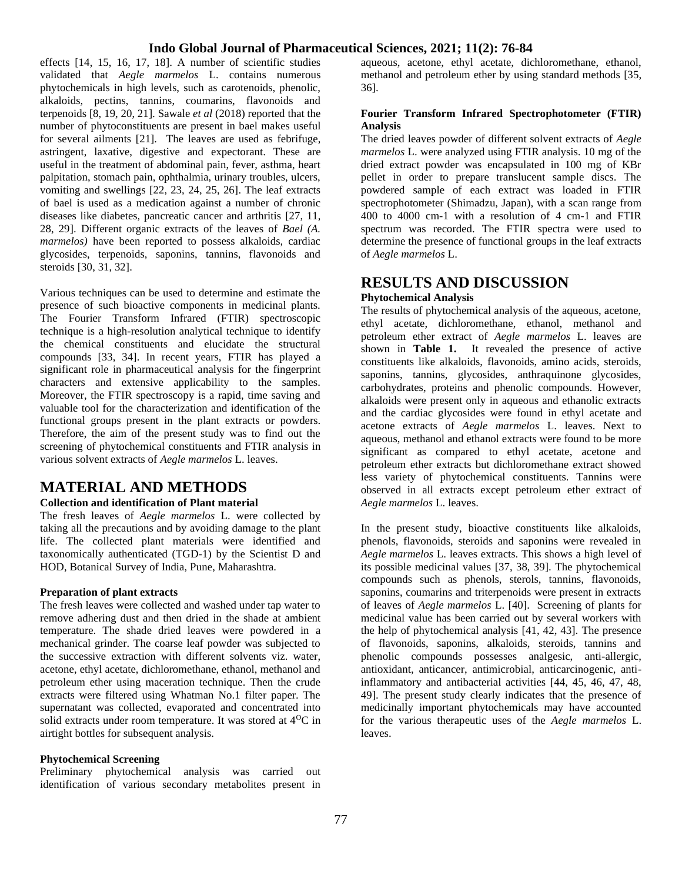effects [14, 15, 16, 17, 18]. A number of scientific studies validated that *Aegle marmelos* L. contains numerous phytochemicals in high levels, such as carotenoids, phenolic, alkaloids, pectins, tannins, coumarins, flavonoids and terpenoids [8, 19, 20, 21]. Sawale *et al* (2018) reported that the number of phytoconstituents are present in bael makes useful for several ailments [21]. The leaves are used as febrifuge, astringent, laxative, digestive and expectorant. These are useful in the treatment of abdominal pain, fever, asthma, heart palpitation, stomach pain, ophthalmia, urinary troubles, ulcers, vomiting and swellings [22, 23, 24, 25, 26]. The leaf extracts of bael is used as a medication against a number of chronic diseases like diabetes, pancreatic cancer and arthritis [27, 11, 28, 29]. Different organic extracts of the leaves of *Bael (A. marmelos)* have been reported to possess alkaloids, cardiac glycosides, terpenoids, saponins, tannins, flavonoids and steroids [30, 31, 32].

Various techniques can be used to determine and estimate the presence of such bioactive components in medicinal plants. The Fourier Transform Infrared (FTIR) spectroscopic technique is a high-resolution analytical technique to identify the chemical constituents and elucidate the structural compounds [33, 34]. In recent years, FTIR has played a significant role in pharmaceutical analysis for the fingerprint characters and extensive applicability to the samples. Moreover, the FTIR spectroscopy is a rapid, time saving and valuable tool for the characterization and identification of the functional groups present in the plant extracts or powders. Therefore, the aim of the present study was to find out the screening of phytochemical constituents and FTIR analysis in various solvent extracts of *Aegle marmelos* L. leaves.

# MATERIAL AND METHODS

### Collection and identification of Plant material

The fresh leaves of *Aegle marmelos* L. were collected by taking all the precautions and by avoiding damage to the plant life. The collected plant materials were identified and taxonomically authenticated (TGD-1) by the Scientist D and HOD, Botanical Survey of India, Pune, Maharashtra.

### Preparation of plant extracts

The fresh leaves were collected and washed under tap water to remove adhering dust and then dried in the shade at ambient temperature. The shade dried leaves were powdered in a mechanical grinder. The coarse leaf powder was subjected to the successive extraction with different solvents viz. water, acetone, ethyl acetate, dichloromethane, ethanol, methanol and petroleum ether using maceration technique. Then the crude extracts were filtered using Whatman No.1 filter paper. The supernatant was collected, evaporated and concentrated into solid extracts under room temperature. It was stored at $4^{O}C$ in airtight bottles for subsequent analysis.

### Phytochemical Screening

Preliminary phytochemical analysis was carried out identification of various secondary metabolites present in aqueous, acetone, ethyl acetate, dichloromethane, ethanol, methanol and petroleum ether by using standard methods [35, 36].

### Fourier Transform Infrared Spectrophotometer (FTIR) Analysis

The dried leaves powder of different solvent extracts of *Aegle marmelos* L. were analyzed using FTIR analysis. 10 mg of the dried extract powder was encapsulated in 100 mg of KBr pellet in order to prepare translucent sample discs. The powdered sample of each extract was loaded in FTIR spectrophotometer (Shimadzu, Japan), with a scan range from 400 to 4000 cm-1 with a resolution of 4 cm-1 and FTIR spectrum was recorded. The FTIR spectra were used to determine the presence of functional groups in the leaf extracts of *Aegle marmelos* L.

# RESULTS AND DISCUSSION

### Phytochemical Analysis

The results of phytochemical analysis of the aqueous, acetone, ethyl acetate, dichloromethane, ethanol, methanol and petroleum ether extract of *Aegle marmelos* L. leaves are shown in **Table 1.** It revealed the presence of active constituents like alkaloids, flavonoids, amino acids, steroids, saponins, tannins, glycosides, anthraquinone glycosides, carbohydrates, proteins and phenolic compounds. However, alkaloids were present only in aqueous and ethanolic extracts and the cardiac glycosides were found in ethyl acetate and acetone extracts of *Aegle marmelos* L. leaves. Next to aqueous, methanol and ethanol extracts were found to be more significant as compared to ethyl acetate, acetone and petroleum ether extracts but dichloromethane extract showed less variety of phytochemical constituents. Tannins were observed in all extracts except petroleum ether extract of *Aegle marmelos* L. leaves.

In the present study, bioactive constituents like alkaloids, phenols, flavonoids, steroids and saponins were revealed in *Aegle marmelos* L. leaves extracts. This shows a high level of its possible medicinal values [37, 38, 39]. The phytochemical compounds such as phenols, sterols, tannins, flavonoids, saponins, coumarins and triterpenoids were present in extracts of leaves of *Aegle marmelos* L. [40]. Screening of plants for medicinal value has been carried out by several workers with the help of phytochemical analysis [41, 42, 43]. The presence of flavonoids, saponins, alkaloids, steroids, tannins and phenolic compounds possesses analgesic, anti-allergic, antioxidant, anticancer, antimicrobial, anticarcinogenic, anti-inflammatory and antibacterial activities [44, 45, 46, 47, 48, 49]. The present study clearly indicates that the presence of medicinally important phytochemicals may have accounted for the various therapeutic uses of the *Aegle marmelos* L. leaves.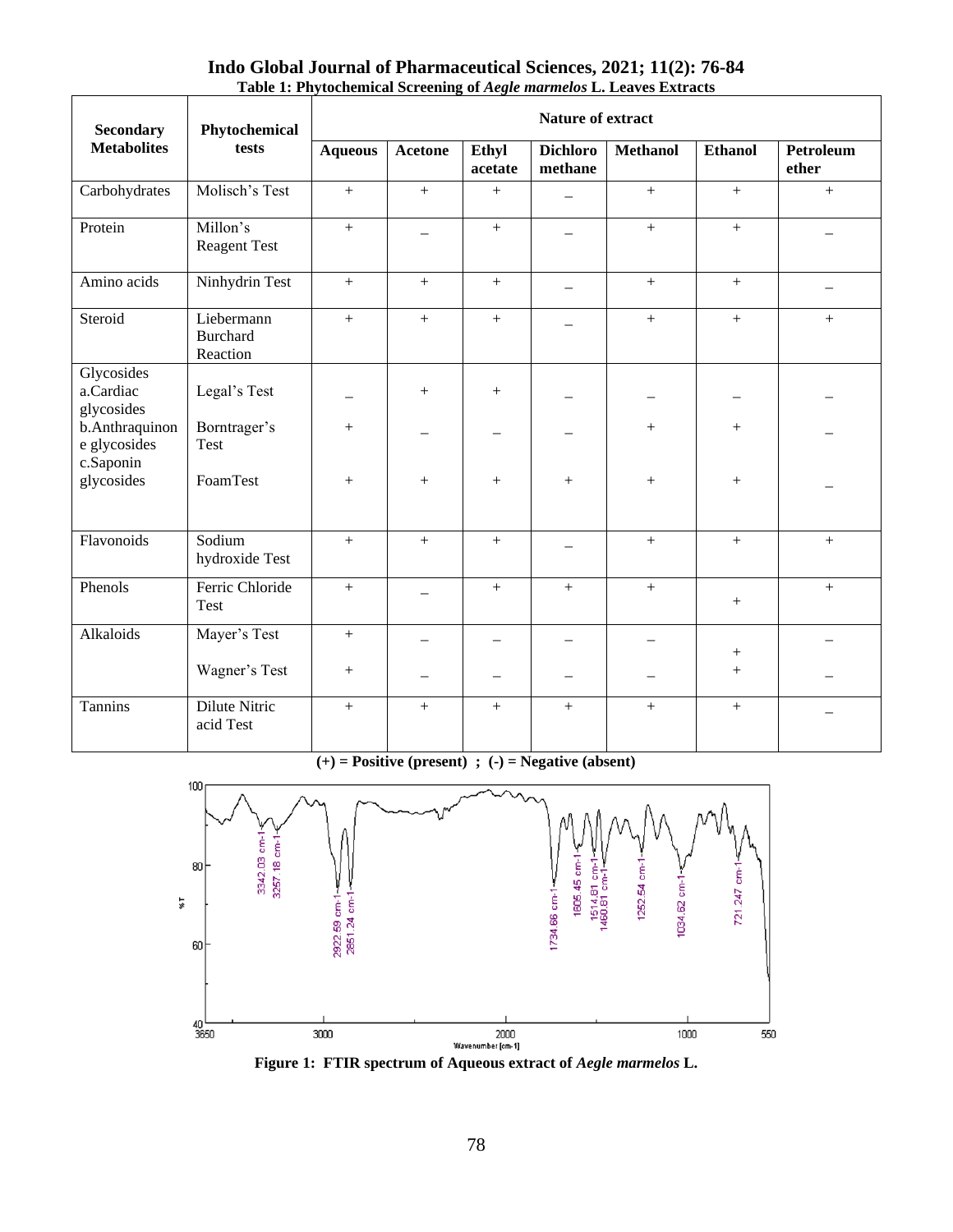**Table 1: Phytochemical Screening of *Aegle marmelos* L. Leaves Extracts**

| Secondary Metabolites | Phytochemical tests | Nature of extract | | | | | | |
|---|---|---|---|---|---|---|---|---|
| | | Aqueous | Acetone | Ethyl acetate | Dichloro methane | Methanol | Ethanol | Petroleum ether |
| Carbohydrates | Molisch's Test | + | + | + | – | + | + | + |
| Protein | Millon's Reagent Test | + | – | + | – | + | + | – |
| Amino acids | Ninhydrin Test | + | + | + | – | + | + | – |
| Steroid | Liebermann Burchard Reaction | + | + | + | – | + | + | + |
| Glycosides a.Cardiac glycosides | Legal's Test | – | + | + | – | – | – | – |
| b.Anthraquinone glycosides | Borntrager's Test | + | – | – | – | + | + | – |
| c.Saponin glycosides | FoamTest | + | + | + | + | + | + | – |
| Flavonoids | Sodium hydroxide Test | + | + | + | – | + | + | + |
| Phenols | Ferric Chloride Test | + | – | + | + | + | + | + |
| Alkaloids | Mayer's Test | + | – | – | – | – | + | – |
| | Wagner's Test | + | – | – | – | – | + | – |
| Tannins | Dilute Nitric acid Test | + | + | + | + | + | + | – |

**(+) = Positive (present) ; (-) = Negative (absent)**

**Figure 1: FTIR spectrum of Aqueous extract of *Aegle marmelos* L.**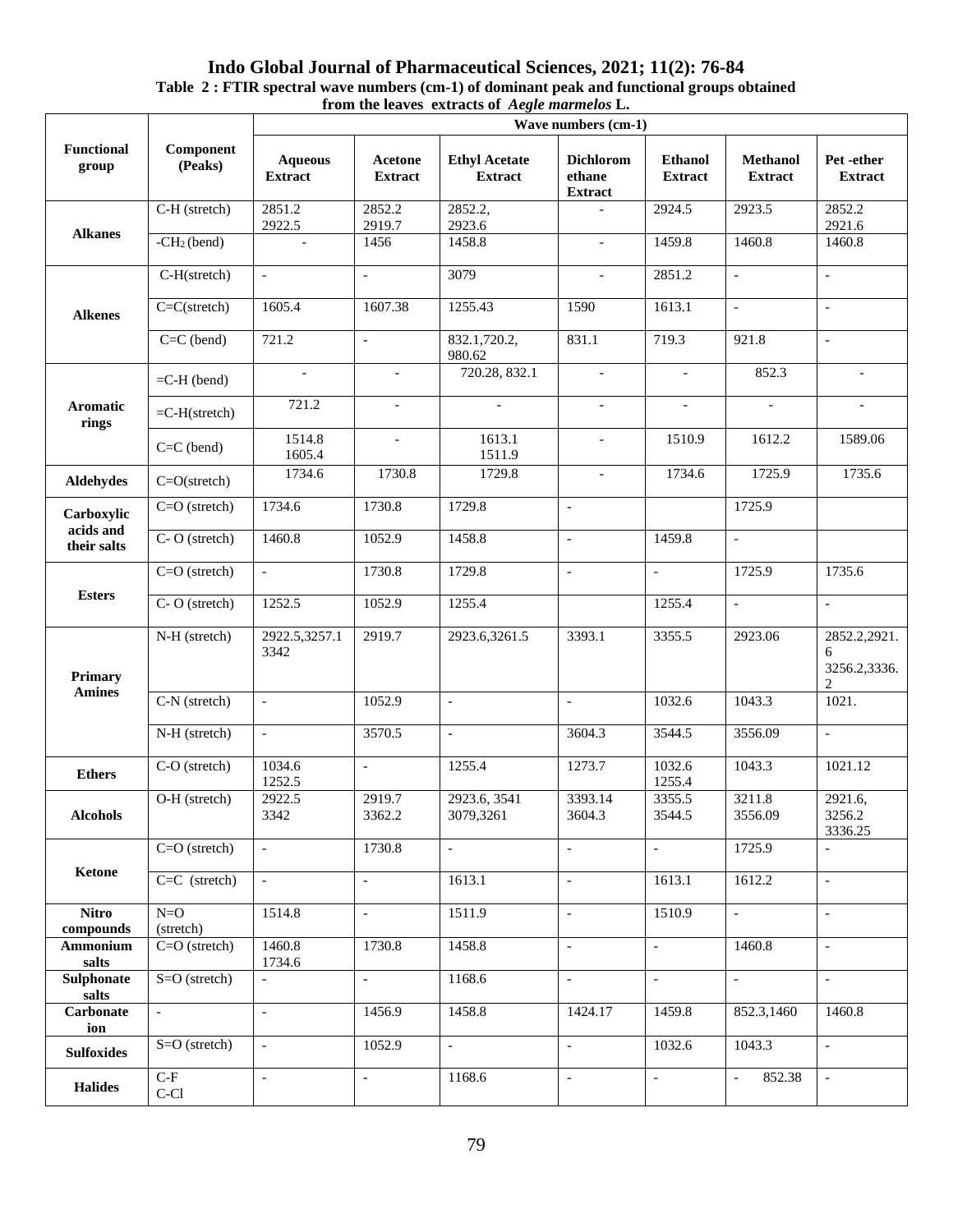**Table 2 : FTIR spectral wave numbers (cm-1) of dominant peak and functional groups obtained from the leaves extracts of *Aegle marmelos* L.**

| Functional group | Component (Peaks) | Wave numbers (cm-1) | | | | | | |
|---|---|---|---|---|---|---|---|---|
| | | Aqueous Extract | Acetone Extract | Ethyl Acetate Extract | Dichloromethane Extract | Ethanol Extract | Methanol Extract | Pet -ether Extract |
| Alkanes | C-H (stretch) | 2851.2 2922.5 | 2852.2 2919.7 | 2852.2, 2923.6 | - | 2924.5 | 2923.5 | 2852.2 2921.6 |
| | $-CH_2$ (bend) | - | 1456 | 1458.8 | - | 1459.8 | 1460.8 | 1460.8 |
| Alkenes | C-H(stretch) | - | - | 3079 | - | 2851.2 | - | - |
| | C=C(stretch) | 1605.4 | 1607.38 | 1255.43 | 1590 | 1613.1 | - | - |
| | C=C (bend) | 721.2 | - | 832.1,720.2, 980.62 | 831.1 | 719.3 | 921.8 | - |
| Aromatic rings | =C-H (bend) | - | - | 720.28, 832.1 | - | - | 852.3 | - |
| | =C-H(stretch) | 721.2 | - | - | - | - | - | - |
| | C=C (bend) | 1514.8 1605.4 | - | 1613.1 1511.9 | - | 1510.9 | 1612.2 | 1589.06 |
| Aldehydes | C=O(stretch) | 1734.6 | 1730.8 | 1729.8 | - | 1734.6 | 1725.9 | 1735.6 |
| Carboxylic acids and their salts | C=O (stretch) | 1734.6 | 1730.8 | 1729.8 | - | | 1725.9 | |
| | C- O (stretch) | 1460.8 | 1052.9 | 1458.8 | - | 1459.8 | - | |
| Esters | C=O (stretch) | - | 1730.8 | 1729.8 | - | - | 1725.9 | 1735.6 |
| | C- O (stretch) | 1252.5 | 1052.9 | 1255.4 | | 1255.4 | - | - |
| Primary Amines | N-H (stretch) | 2922.5,3257.1 3342 | 2919.7 | 2923.6,3261.5 | 3393.1 | 3355.5 | 2923.06 | 2852.2,2921.6 3256.2,3336.2 |
| | C-N (stretch) | - | 1052.9 | - | - | 1032.6 | 1043.3 | 1021. |
| | N-H (stretch) | - | 3570.5 | - | 3604.3 | 3544.5 | 3556.09 | - |
| Ethers | C-O (stretch) | 1034.6 1252.5 | - | 1255.4 | 1273.7 | 1032.6 1255.4 | 1043.3 | 1021.12 |
| Alcohols | O-H (stretch) | 2922.5 3342 | 2919.7 3362.2 | 2923.6, 3541 3079,3261 | 3393.14 3604.3 | 3355.5 3544.5 | 3211.8 3556.09 | 2921.6, 3256.2 3336.25 |
| Ketone | C=O (stretch) | - | 1730.8 | - | - | - | 1725.9 | - |
| | C=C (stretch) | - | - | 1613.1 | - | 1613.1 | 1612.2 | - |
| Nitro compounds | N=O (stretch) | 1514.8 | - | 1511.9 | - | 1510.9 | - | - |
| Ammonium salts | C=O (stretch) | 1460.8 1734.6 | 1730.8 | 1458.8 | - | - | 1460.8 | - |
| Sulphonate salts | S=O (stretch) | - | - | 1168.6 | - | - | - | - |
| Carbonate ion | - | - | 1456.9 | 1458.8 | 1424.17 | 1459.8 | 852.3,1460 | 1460.8 |
| Sulfoxides | S=O (stretch) | - | 1052.9 | - | - | 1032.6 | 1043.3 | - |
| Halides | C-F C-Cl | - | - | 1168.6 | - | - | - 852.38 | - |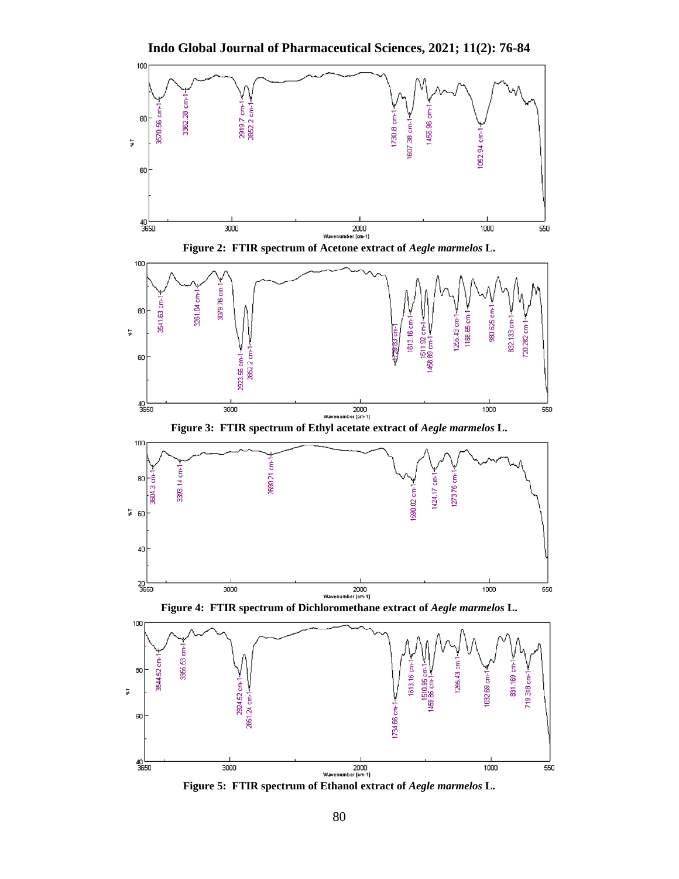Figure 2: FTIR spectrum of Acetone extract of *Aegle marmelos* L.

Figure 3: FTIR spectrum of Ethyl acetate extract of *Aegle marmelos* L.

Figure 4: FTIR spectrum of Dichloromethane extract of *Aegle marmelos* L.

Figure 5: FTIR spectrum of Ethanol extract of *Aegle marmelos* L.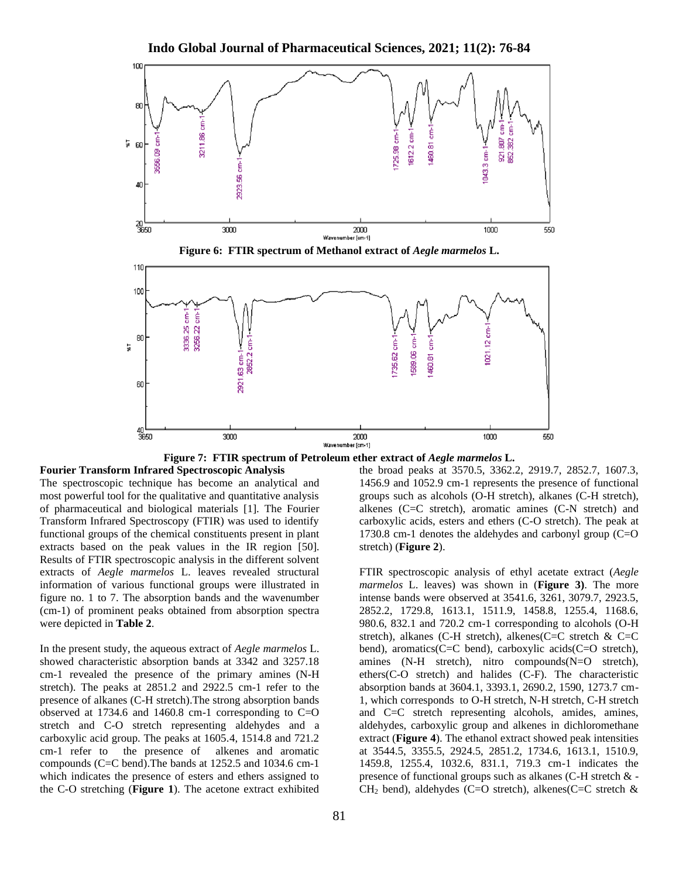Figure 6: FTIR spectrum of Methanol extract of *Aegle marmelos* L.

Figure 7: FTIR spectrum of Petroleum ether extract of *Aegle marmelos* L.

**Fourier Transform Infrared Spectroscopic Analysis**

The spectroscopic technique has become an analytical and most powerful tool for the qualitative and quantitative analysis of pharmaceutical and biological materials [1]. The Fourier Transform Infrared Spectroscopy (FTIR) was used to identify functional groups of the chemical constituents present in plant extracts based on the peak values in the IR region [50]. Results of FTIR spectroscopic analysis in the different solvent extracts of *Aegle marmelos* L. leaves revealed structural information of various functional groups were illustrated in figure no. 1 to 7. The absorption bands and the wavenumber (cm-1) of prominent peaks obtained from absorption spectra were depicted in **Table 2**.

In the present study, the aqueous extract of *Aegle marmelos* L. showed characteristic absorption bands at 3342 and 3257.18 cm-1 revealed the presence of the primary amines (N-H stretch). The peaks at 2851.2 and 2922.5 cm-1 refer to the presence of alkanes (C-H stretch).The strong absorption bands observed at 1734.6 and 1460.8 cm-1 corresponding to C=O stretch and C-O stretch representing aldehydes and a carboxylic acid group. The peaks at 1605.4, 1514.8 and 721.2 cm-1 refer to the presence of alkenes and aromatic compounds (C=C bend).The bands at 1252.5 and 1034.6 cm-1 which indicates the presence of esters and ethers assigned to the C-O stretching (**Figure 1**). The acetone extract exhibited the broad peaks at 3570.5, 3362.2, 2919.7, 2852.7, 1607.3, 1456.9 and 1052.9 cm-1 represents the presence of functional groups such as alcohols (O-H stretch), alkanes (C-H stretch), alkenes (C=C stretch), aromatic amines (C-N stretch) and carboxylic acids, esters and ethers (C-O stretch). The peak at 1730.8 cm-1 denotes the aldehydes and carbonyl group (C=O stretch) (**Figure 2**).

FTIR spectroscopic analysis of ethyl acetate extract (*Aegle marmelos* L. leaves) was shown in (**Figure 3)**. The more intense bands were observed at 3541.6, 3261, 3079.7, 2923.5, 2852.2, 1729.8, 1613.1, 1511.9, 1458.8, 1255.4, 1168.6, 980.6, 832.1 and 720.2 cm-1 corresponding to alcohols (O-H stretch), alkanes (C-H stretch), alkenes(C=C stretch & C=C bend), aromatics(C=C bend), carboxylic acids(C=O stretch), amines (N-H stretch), nitro compounds(N=O stretch), ethers(C-O stretch) and halides (C-F). The characteristic absorption bands at 3604.1, 3393.1, 2690.2, 1590, 1273.7 cm-1, which corresponds to O-H stretch, N-H stretch, C-H stretch and C=C stretch representing alcohols, amides, amines, aldehydes, carboxylic group and alkenes in dichloromethane extract (**Figure 4**). The ethanol extract showed peak intensities at 3544.5, 3355.5, 2924.5, 2851.2, 1734.6, 1613.1, 1510.9, 1459.8, 1255.4, 1032.6, 831.1, 719.3 cm-1 indicates the presence of functional groups such as alkanes (C-H stretch & -$CH_2$ bend), aldehydes (C=O stretch), alkenes(C=C stretch &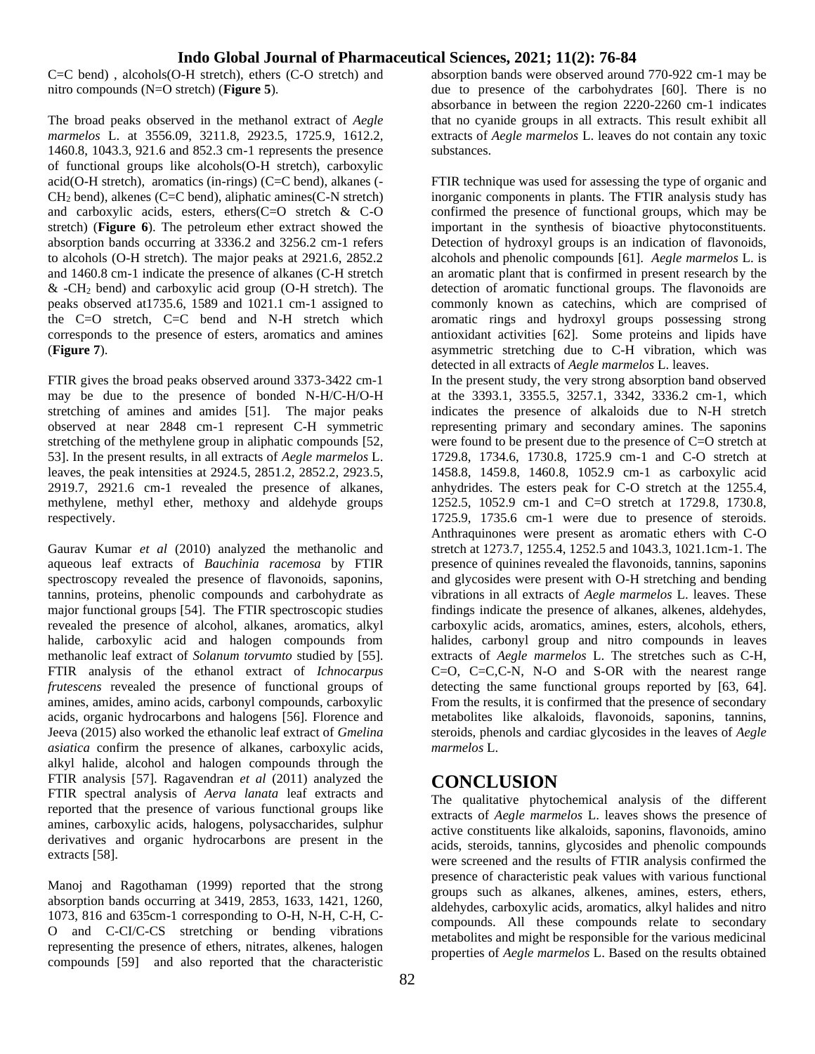C=C bend) , alcohols(O-H stretch), ethers (C-O stretch) and nitro compounds (N=O stretch) (**Figure 5**).

The broad peaks observed in the methanol extract of *Aegle marmelos* L. at 3556.09, 3211.8, 2923.5, 1725.9, 1612.2, 1460.8, 1043.3, 921.6 and 852.3 cm-1 represents the presence of functional groups like alcohols(O-H stretch), carboxylic acid(O-H stretch), aromatics (in-rings) (C=C bend), alkanes (-$CH_2$ bend), alkenes (C=C bend), aliphatic amines(C-N stretch) and carboxylic acids, esters, ethers(C=O stretch & C-O stretch) (**Figure 6**). The petroleum ether extract showed the absorption bands occurring at 3336.2 and 3256.2 cm-1 refers to alcohols (O-H stretch). The major peaks at 2921.6, 2852.2 and 1460.8 cm-1 indicate the presence of alkanes (C-H stretch & -$CH_2$ bend) and carboxylic acid group (O-H stretch). The peaks observed at1735.6, 1589 and 1021.1 cm-1 assigned to the C=O stretch, C=C bend and N-H stretch which corresponds to the presence of esters, aromatics and amines (**Figure 7**).

FTIR gives the broad peaks observed around 3373-3422 cm-1 may be due to the presence of bonded N-H/C-H/O-H stretching of amines and amides [51]. The major peaks observed at near 2848 cm-1 represent C-H symmetric stretching of the methylene group in aliphatic compounds [52, 53]. In the present results, in all extracts of *Aegle marmelos* L. leaves, the peak intensities at 2924.5, 2851.2, 2852.2, 2923.5, 2919.7, 2921.6 cm-1 revealed the presence of alkanes, methylene, methyl ether, methoxy and aldehyde groups respectively.

Gaurav Kumar *et al* (2010) analyzed the methanolic and aqueous leaf extracts of *Bauchinia racemosa* by FTIR spectroscopy revealed the presence of flavonoids, saponins, tannins, proteins, phenolic compounds and carbohydrate as major functional groups [54]. The FTIR spectroscopic studies revealed the presence of alcohol, alkanes, aromatics, alkyl halide, carboxylic acid and halogen compounds from methanolic leaf extract of *Solanum torvumto* studied by [55]. FTIR analysis of the ethanol extract of *Ichnocarpus frutescens* revealed the presence of functional groups of amines, amides, amino acids, carbonyl compounds, carboxylic acids, organic hydrocarbons and halogens [56]. Florence and Jeeva (2015) also worked the ethanolic leaf extract of *Gmelina asiatica* confirm the presence of alkanes, carboxylic acids, alkyl halide, alcohol and halogen compounds through the FTIR analysis [57]. Ragavendran *et al* (2011) analyzed the FTIR spectral analysis of *Aerva lanata* leaf extracts and reported that the presence of various functional groups like amines, carboxylic acids, halogens, polysaccharides, sulphur derivatives and organic hydrocarbons are present in the extracts [58].

Manoj and Ragothaman (1999) reported that the strong absorption bands occurring at 3419, 2853, 1633, 1421, 1260, 1073, 816 and 635cm-1 corresponding to O-H, N-H, C-H, C-O and C-CI/C-CS stretching or bending vibrations representing the presence of ethers, nitrates, alkenes, halogen compounds [59] and also reported that the characteristic absorption bands were observed around 770-922 cm-1 may be due to presence of the carbohydrates [60]. There is no absorbance in between the region 2220-2260 cm-1 indicates that no cyanide groups in all extracts. This result exhibit all extracts of *Aegle marmelos* L. leaves do not contain any toxic substances.

FTIR technique was used for assessing the type of organic and inorganic components in plants. The FTIR analysis study has confirmed the presence of functional groups, which may be important in the synthesis of bioactive phytoconstituents. Detection of hydroxyl groups is an indication of flavonoids, alcohols and phenolic compounds [61]. *Aegle marmelos* L. is an aromatic plant that is confirmed in present research by the detection of aromatic functional groups. The flavonoids are commonly known as catechins, which are comprised of aromatic rings and hydroxyl groups possessing strong antioxidant activities [62]. Some proteins and lipids have asymmetric stretching due to C-H vibration, which was detected in all extracts of *Aegle marmelos* L. leaves.

In the present study, the very strong absorption band observed at the 3393.1, 3355.5, 3257.1, 3342, 3336.2 cm-1, which indicates the presence of alkaloids due to N-H stretch representing primary and secondary amines. The saponins were found to be present due to the presence of C=O stretch at 1729.8, 1734.6, 1730.8, 1725.9 cm-1 and C-O stretch at 1458.8, 1459.8, 1460.8, 1052.9 cm-1 as carboxylic acid anhydrides. The esters peak for C-O stretch at the 1255.4, 1252.5, 1052.9 cm-1 and C=O stretch at 1729.8, 1730.8, 1725.9, 1735.6 cm-1 were due to presence of steroids. Anthraquinones were present as aromatic ethers with C-O stretch at 1273.7, 1255.4, 1252.5 and 1043.3, 1021.1cm-1. The presence of quinines revealed the flavonoids, tannins, saponins and glycosides were present with O-H stretching and bending vibrations in all extracts of *Aegle marmelos* L. leaves. These findings indicate the presence of alkanes, alkenes, aldehydes, carboxylic acids, aromatics, amines, esters, alcohols, ethers, halides, carbonyl group and nitro compounds in leaves extracts of *Aegle marmelos* L. The stretches such as C-H, C=O, C=C,C-N, N-O and S-OR with the nearest range detecting the same functional groups reported by [63, 64]. From the results, it is confirmed that the presence of secondary metabolites like alkaloids, flavonoids, saponins, tannins, steroids, phenols and cardiac glycosides in the leaves of *Aegle marmelos* L.

## CONCLUSION

The qualitative phytochemical analysis of the different extracts of *Aegle marmelos* L. leaves shows the presence of active constituents like alkaloids, saponins, flavonoids, amino acids, steroids, tannins, glycosides and phenolic compounds were screened and the results of FTIR analysis confirmed the presence of characteristic peak values with various functional groups such as alkanes, alkenes, amines, esters, ethers, aldehydes, carboxylic acids, aromatics, alkyl halides and nitro compounds. All these compounds relate to secondary metabolites and might be responsible for the various medicinal properties of *Aegle marmelos* L. Based on the results obtained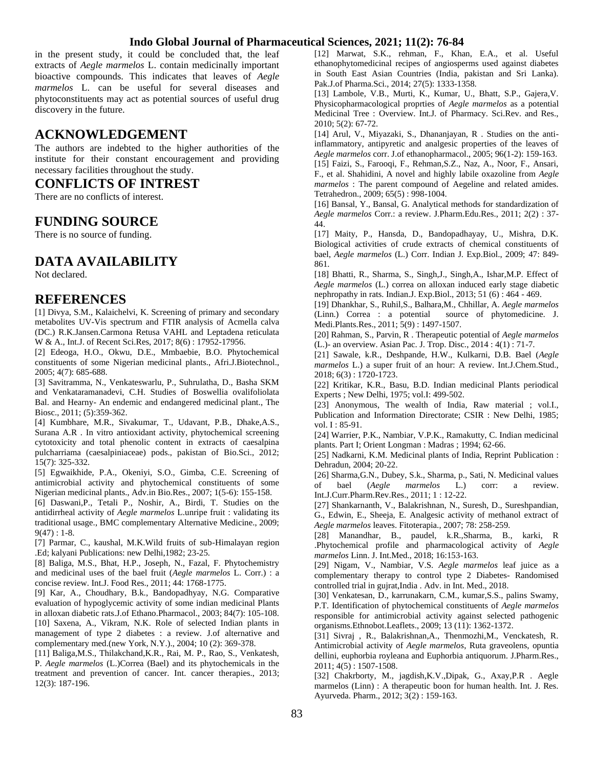in the present study, it could be concluded that, the leaf extracts of *Aegle marmelos* L. contain medicinally important bioactive compounds. This indicates that leaves of *Aegle marmelos* L. can be useful for several diseases and phytoconstituents may act as potential sources of useful drug discovery in the future.

## ACKNOWLEDGEMENT

The authors are indebted to the higher authorities of the institute for their constant encouragement and providing necessary facilities throughout the study.

## CONFLICTS OF INTREST

There are no conflicts of interest.

## FUNDING SOURCE

There is no source of funding.

## DATA AVAILABILITY

Not declared.

## REFERENCES

[1] Divya, S.M., Kalaichelvi, K. Screening of primary and secondary metabolites UV-Vis spectrum and FTIR analysis of Acmella calva (DC.) R.K.Jansen.Carmona Retusa VAHL and Leptadena reticulata W & A., Int.J. of Recent Sci.Res, 2017; 8(6) : 17952-17956.

[2] Edeoga, H.O., Okwu, D.E., Mmbaebie, B.O. Phytochemical constituents of some Nigerian medicinal plants., Afri.J.Biotechnol., 2005; 4(7): 685-688.

[3] Savitramma, N., Venkateswarlu, P., Suhrulatha, D., Basha SKM and Venkataramanadevi, C.H. Studies of Boswellia ovalifoliolata Bal. and Hearny- An endemic and endangered medicinal plant., The Biosc., 2011; (5):359-362.

[4] Kumbhare, M.R., Sivakumar, T., Udavant, P.B., Dhake,A.S., Surana A.R . In vitro antioxidant activity, phytochemical screening cytotoxicity and total phenolic content in extracts of caesalpina pulcharriama (caesalpiniaceae) pods., pakistan of Bio.Sci., 2012; 15(7): 325-332.

[5] Egwaikhide, P.A., Okeniyi, S.O., Gimba, C.E. Screening of antimicrobial activity and phytochemical constituents of some Nigerian medicinal plants., Adv.in Bio.Res., 2007; 1(5-6): 155-158.

[6] Daswani,P., Tetali P., Noshir, A., Birdi, T. Studies on the antidirrheal activity of *Aegle marmelos* L.unripe fruit : validating its traditional usage., BMC complementary Alternative Medicine., 2009; 9(47) : 1-8.

[7] Parmar, C., kaushal, M.K.Wild fruits of sub-Himalayan region .Ed; kalyani Publications: new Delhi,1982; 23-25.

[8] Baliga, M.S., Bhat, H.P., Joseph, N., Fazal, F. Phytochemistry and medicinal uses of the bael fruit (*Aegle marmelos* L. Corr.) : a concise review. Int.J. Food Res., 2011; 44: 1768-1775.

[9] Kar, A., Choudhary, B.k., Bandopadhyay, N.G. Comparative evaluation of hypoglycemic activity of some indian medicinal Plants in alloxan diabetic rats.J.of Ethano.Pharmacol., 2003; 84(7): 105-108.

[10] Saxena, A., Vikram, N.K. Role of selected Indian plants in management of type 2 diabetes : a review. J.of alternative and complementary med.(new York, N.Y.)., 2004; 10 (2): 369-378.

[11] Baliga,M.S., Thilakchand,K.R., Rai, M. P., Rao, S., Venkatesh, P. *Aegle marmelos* (L.)Correa (Bael) and its phytochemicals in the treatment and prevention of cancer. Int. cancer therapies., 2013; 12(3): 187-196.

[12] Marwat, S.K., rehman, F., Khan, E.A., et al. Useful ethanophytomedicinal recipes of angiosperms used against diabetes in South East Asian Countries (India, pakistan and Sri Lanka). Pak.J.of Pharma.Sci., 2014; 27(5): 1333-1358.

[13] Lambole, V.B., Murti, K., Kumar, U., Bhatt, S.P., Gajera,V. Physicopharmacological proprties of *Aegle marmelos* as a potential Medicinal Tree : Overview. Int.J. of Pharmacy. Sci.Rev. and Res., 2010; 5(2): 67-72.

[14] Arul, V., Miyazaki, S., Dhananjayan, R . Studies on the anti-inflammatory, antipyretic and analgesic properties of the leaves of *Aegle marmelos* corr. J.of ethanopharmacol., 2005; 96(1-2): 159-163.

[15] Faizi, S., Farooqi, F., Rehman,S.Z., Naz, A., Noor, F., Ansari, F., et al. Shahidini, A novel and highly labile oxazoline from *Aegle marmelos* : The parent compound of Aegeline and related amides. Tetrahedron., 2009; 65(5) : 998-1004.

[16] Bansal, Y., Bansal, G. Analytical methods for standardization of *Aegle marmelos* Corr.: a review. J.Pharm.Edu.Res., 2011; 2(2) : 37-44.

[17] Maity, P., Hansda, D., Bandopadhayay, U., Mishra, D.K. Biological activities of crude extracts of chemical constituents of bael, *Aegle marmelos* (L.) Corr. Indian J. Exp.Biol., 2009; 47: 849-861.

[18] Bhatti, R., Sharma, S., Singh,J., Singh,A., Ishar,M.P. Effect of *Aegle marmelos* (L.) correa on alloxan induced early stage diabetic nephropathy in rats. Indian.J. Exp.Biol., 2013; 51 (6) : 464 - 469.

[19] Dhankhar, S., Ruhil,S., Balhara,M., Chhillar, A. *Aegle marmelos* (Linn.) Correa : a potential source of phytomedicine. J. Medi.Plants.Res., 2011; 5(9) : 1497-1507.

[20] Rahman, S., Parvin, R . Therapeutic potential of *Aegle marmelos* (L.)- an overview. Asian Pac. J. Trop. Disc., 2014 : 4(1) : 71-7.

[21] Sawale, k.R., Deshpande, H.W., Kulkarni, D.B. Bael (*Aegle marmelos* L.) a super fruit of an hour: A review. Int.J.Chem.Stud., 2018; 6(3) : 1720-1723.

[22] Kritikar, K.R., Basu, B.D. Indian medicinal Plants periodical Experts ; New Delhi, 1975; vol.I: 499-502.

[23] Anonymous, The wealth of India, Raw material ; vol.I., Publication and Information Directorate; CSIR : New Delhi, 1985; vol. I : 85-91.

[24] Warrier, P.K., Nambiar, V.P.K., Ramakutty, C. Indian medicinal plants. Part I; Orient Longman : Madras ; 1994; 62-66.

[25] Nadkarni, K.M. Medicinal plants of India, Reprint Publication : Dehradun, 2004; 20-22.

[26] Sharma,G.N., Dubey, S.k., Sharma, p., Sati, N. Medicinal values of bael (*Aegle marmelos* L.) corr: a review. Int.J.Curr.Pharm.Rev.Res., 2011; 1 : 12-22.

[27] Shankarnanth, V., Balakrishnan, N., Suresh, D., Sureshpandian, G., Edwin, E., Sheeja, E. Analgesic activity of methanol extract of *Aegle marmelos* leaves. Fitoterapia., 2007; 78: 258-259.

[28] Manandhar, B., paudel, k.R.,Sharma, B., karki, R .Phytochemical profile and pharmacological activity of *Aegle marmelos* Linn. J. Int.Med., 2018; 16:153-163.

[29] Nigam, V., Nambiar, V.S. *Aegle marmelos* leaf juice as a complementary therapy to control type 2 Diabetes- Randomised controlled trial in gujrat,India . Adv. in Int. Med., 2018.

[30] Venkatesan, D., karrunakarn, C.M., kumar,S.S., palins Swamy, P.T. Identification of phytochemical constituents of *Aegle marmelos* responsible for antimicrobial activity against selected pathogenic organisms.Ethnobot.Leaflets., 2009; 13 (11): 1362-1372.

[31] Sivraj , R., Balakrishnan,A., Thenmozhi,M., Venckatesh, R. Antimicrobial activity of *Aegle marmelos*, Ruta graveolens, opuntia dellini, euphorbia royleana and Euphorbia antiquorum. J.Pharm.Res., 2011; 4(5) : 1507-1508.

[32] Chakrborty, M., jagdish,K.V.,Dipak, G., Axay,P.R . Aegle marmelos (Linn) : A therapeutic boon for human health. Int. J. Res. Ayurveda. Pharm., 2012; 3(2) : 159-163.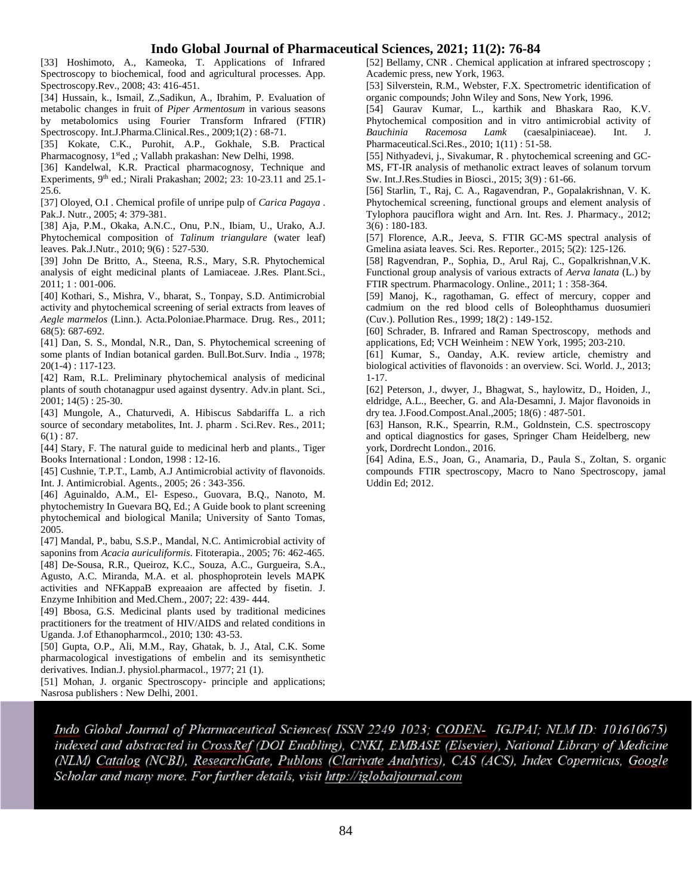[33] Hoshimoto, A., Kameoka, T. Applications of Infrared Spectroscopy to biochemical, food and agricultural processes. App. Spectroscopy.Rev., 2008; 43: 416-451.

[34] Hussain, k., Ismail, Z.,Sadikun, A., Ibrahim, P. Evaluation of metabolic changes in fruit of *Piper Armentosum* in various seasons by metabolomics using Fourier Transform Infrared (FTIR) Spectroscopy. Int.J.Pharma.Clinical.Res., 2009;1(2) : 68-71.

[35] Kokate, C.K., Purohit, A.P., Gokhale, S.B. Practical Pharmacognosy, 1st ed ,; Vallabh prakashan: New Delhi, 1998.

[36] Kandelwal, K.R. Practical pharmacognosy, Technique and Experiments, 9th ed.; Nirali Prakashan; 2002; 23: 10-23.11 and 25.1-25.6.

[37] Oloyed, O.I . Chemical profile of unripe pulp of *Carica Pagaya* . Pak.J. Nutr., 2005; 4: 379-381.

[38] Aja, P.M., Okaka, A.N.C., Onu, P.N., Ibiam, U., Urako, A.J. Phytochemical composition of *Talinum triangulare* (water leaf) leaves. Pak.J.Nutr., 2010; 9(6) : 527-530.

[39] John De Britto, A., Steena, R.S., Mary, S.R. Phytochemical analysis of eight medicinal plants of Lamiaceae. J.Res. Plant.Sci., 2011; 1 : 001-006.

[40] Kothari, S., Mishra, V., bharat, S., Tonpay, S.D. Antimicrobial activity and phytochemical screening of serial extracts from leaves of *Aegle marmelos* (Linn.). Acta.Poloniae.Pharmace. Drug. Res., 2011; 68(5): 687-692.

[41] Dan, S. S., Mondal, N.R., Dan, S. Phytochemical screening of some plants of Indian botanical garden. Bull.Bot.Surv. India ., 1978; 20(1-4) : 117-123.

[42] Ram, R.L. Preliminary phytochemical analysis of medicinal plants of south chotanagpur used against dysentry. Adv.in plant. Sci., 2001; 14(5) : 25-30.

[43] Mungole, A., Chaturvedi, A. Hibiscus Sabdariffa L. a rich source of secondary metabolites, Int. J. pharm . Sci.Rev. Res., 2011; 6(1) : 87.

[44] Stary, F. The natural guide to medicinal herb and plants., Tiger Books International : London, 1998 : 12-16.

[45] Cushnie, T.P.T., Lamb, A.J Antimicrobial activity of flavonoids. Int. J. Antimicrobial. Agents., 2005; 26 : 343-356.

[46] Aguinaldo, A.M., El- Espeso., Guovara, B.Q., Nanoto, M. phytochemistry In Guevara BQ, Ed.; A Guide book to plant screening phytochemical and biological Manila; University of Santo Tomas, 2005.

[47] Mandal, P., babu, S.S.P., Mandal, N.C. Antimicrobial activity of saponins from *Acacia auriculiformis*. Fitoterapia., 2005; 76: 462-465.

[48] De-Sousa, R.R., Queiroz, K.C., Souza, A.C., Gurgueira, S.A., Agusto, A.C. Miranda, M.A. et al. phosphoprotein levels MAPK activities and NFKappaB expreaaion are affected by fisetin. J. Enzyme Inhibition and Med.Chem., 2007; 22: 439- 444.

[49] Bbosa, G.S. Medicinal plants used by traditional medicines practitioners for the treatment of HIV/AIDS and related conditions in Uganda. J.of Ethanopharmcol., 2010; 130: 43-53.

[50] Gupta, O.P., Ali, M.M., Ray, Ghatak, b. J., Atal, C.K. Some pharmacological investigations of embelin and its semisynthetic derivatives. Indian.J. physiol.pharmacol., 1977; 21 (1).

[51] Mohan, J. organic Spectroscopy- principle and applications; Nasrosa publishers : New Delhi, 2001.

[52] Bellamy, CNR . Chemical application at infrared spectroscopy ; Academic press, new York, 1963.

[53] Silverstein, R.M., Webster, F.X. Spectrometric identification of organic compounds; John Wiley and Sons, New York, 1996.

[54] Gaurav Kumar, L., karthik and Bhaskara Rao, K.V. Phytochemical composition and in vitro antimicrobial activity of *Bauchinia Racemosa Lamk* (caesalpiniaceae). Int. J. Pharmaceutical.Sci.Res., 2010; 1(11) : 51-58.

[55] Nithyadevi, j., Sivakumar, R . phytochemical screening and GC-MS, FT-IR analysis of methanolic extract leaves of solanum torvum Sw. Int.J.Res.Studies in Biosci., 2015; 3(9) : 61-66.

[56] Starlin, T., Raj, C. A., Ragavendran, P., Gopalakrishnan, V. K. Phytochemical screening, functional groups and element analysis of Tylophora pauciflora wight and Arn. Int. Res. J. Pharmacy., 2012; 3(6) : 180-183.

[57] Florence, A.R., Jeeva, S. FTIR GC-MS spectral analysis of Gmelina asiata leaves. Sci. Res. Reporter., 2015; 5(2): 125-126.

[58] Ragvendran, P., Sophia, D., Arul Raj, C., Gopalkrishnan,V.K. Functional group analysis of various extracts of *Aerva lanata* (L.) by FTIR spectrum. Pharmacology. Online., 2011; 1 : 358-364.

[59] Manoj, K., ragothaman, G. effect of mercury, copper and cadmium on the red blood cells of Boleophthamus duosumieri (Cuv.). Pollution Res., 1999; 18(2) : 149-152.

[60] Schrader, B. Infrared and Raman Spectroscopy, methods and applications, Ed; VCH Weinheim : NEW York, 1995; 203-210.

[61] Kumar, S., Oanday, A.K. review article, chemistry and biological activities of flavonoids : an overview. Sci. World. J., 2013; 1-17.

[62] Peterson, J., dwyer, J., Bhagwat, S., haylowitz, D., Hoiden, J., eldridge, A.L., Beecher, G. and Ala-Desamni, J. Major flavonoids in dry tea. J.Food.Compost.Anal.,2005; 18(6) : 487-501.

[63] Hanson, R.K., Spearrin, R.M., Goldnstein, C.S. spectroscopy and optical diagnostics for gases, Springer Cham Heidelberg, new york, Dordrecht London., 2016.

[64] Adina, E.S., Joan, G., Anamaria, D., Paula S., Zoltan, S. organic compounds FTIR spectroscopy, Macro to Nano Spectroscopy, jamal Uddin Ed; 2012.

*Indo Global Journal of Pharmaceutical Sciences( ISSN 2249 1023; CODEN- IGJPAI; NLM ID: 101610675) indexed and abstracted in CrossRef (DOI Enabling), CNKI, EMBASE (Elsevier), National Library of Medicine (NLM) Catalog (NCBI), ResearchGate, Publons (Clarivate Analytics), CAS (ACS), Index Copernicus, Google Scholar and many more. For further details, visit http://iglobaljournal.com*